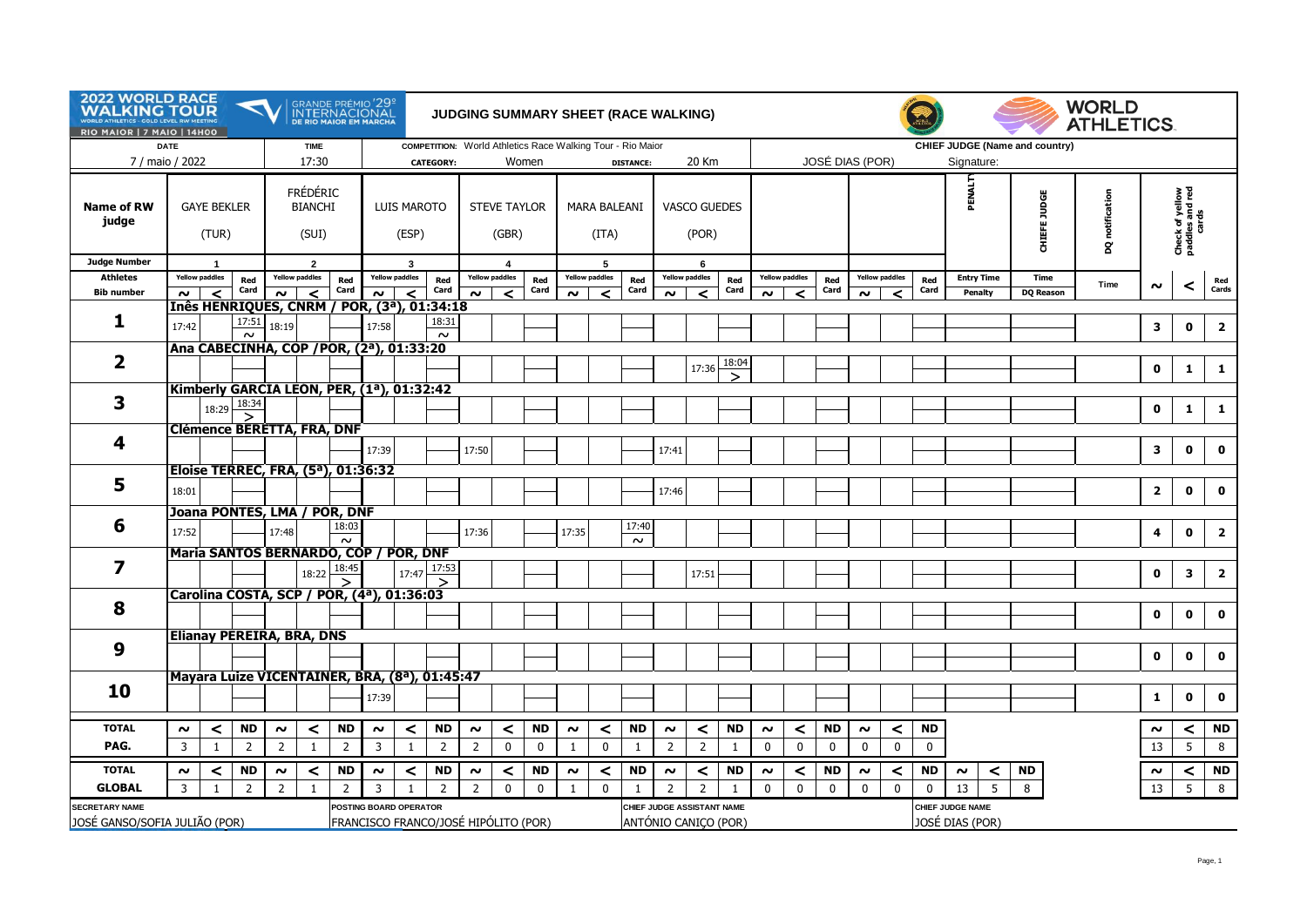**2022 WORLD RACE WALKING TOUR** — WORLD ATHLETICS GOLD LEVEL RW MEETING — RIO MAIOR | 7 MAIO | 14H00

**GRANDE PRÉMIO '29º INTERNACIONAL DE RIO MAIOR EM MARCHA**

# JUDGING SUMMARY SHEET (RACE WALKING)

**WORLD ATHLETICS**

| DATE | TIME | COMPETITION: | CATEGORY: | DISTANCE: | CHIEF JUDGE (Name and country) |
|---|---|---|---|---|---|
| 7 / maio / 2022 | 17:30 | World Athletics Race Walking Tour - Rio Maior | Women | 20 Km | JOSÉ DIAS (POR) Signature: |

| Name of RW judge | GAYE BEKLER (TUR) | | | FRÉDÉRIC BIANCHI (SUI) | | | LUIS MAROTO (ESP) | | | STEVE TAYLOR (GBR) | | | MARA BALEANI (ITA) | | | VASCO GUEDES (POR) | | | | | | | | | PENALTY | CHIEFE JUDGE | DQ notification | Check of yellow paddles and red cards | | |
|---|---|---|---|---|---|---|---|---|---|---|---|---|---|---|---|---|---|---|---|---|---|---|---|---|---|---|---|---|---|
| **Judge Number** | 1 | | | 2 | | | 3 | | | 4 | | | 5 | | | 6 | | | | | | | | | | | | | | |
| **Athletes** | Yellow paddles | | Red Card | Yellow paddles | | Red Card | Yellow paddles | | Red Card | Yellow paddles | | Red Card | Yellow paddles | | Red Card | Yellow paddles | | Red Card | Yellow paddles | | Red Card | Yellow paddles | | Red Card | Entry Time | Time | Time | | | Red Cards |
| **Bib number** | ~ | < | | ~ | < | | ~ | < | | ~ | < | | ~ | < | | ~ | < | | ~ | < | | ~ | < | | Penalty | DQ Reason | | ~ | < | |
| **1** — Inês HENRIQUES, CNRM / POR, (3ª), 01:34:18 | 17:42 | | 17:51 ~ | 18:19 | | | 17:58 | | 18:31 ~ | | | | | | | | | | | | | | | | | | | 3 | 0 | 2 |
| **2** — Ana CABECINHA, COP /POR, (2ª), 01:33:20 | | | | | | | | | | | | | | | | | 17:36 | 18:04 > | | | | | | | | | | 0 | 1 | 1 |
| **3** — Kimberly GARCIA LEON, PER, (1ª), 01:32:42 | | 18:29 | 18:34 > | | | | | | | | | | | | | | | | | | | | | | | | | 0 | 1 | 1 |
| **4** — Clémence BERETTA, FRA, DNF | | | | | | | 17:39 | | | 17:50 | | | | | | 17:41 | | | | | | | | | | | | 3 | 0 | 0 |
| **5** — Eloise TERREC, FRA, (5ª), 01:36:32 | 18:01 | | | | | | | | | | | | | | | 17:46 | | | | | | | | | | | | 2 | 0 | 0 |
| **6** — Joana PONTES, LMA / POR, DNF | 17:52 | | | 17:48 | | 18:03 ~ | | | | 17:36 | | | 17:35 | | 17:40 ~ | | | | | | | | | | | | | 4 | 0 | 2 |
| **7** — Maria SANTOS BERNARDO, COP / POR, DNF | | | | | 18:22 | 18:45 > | | 17:47 | 17:53 > | | | | | | | | 17:51 | | | | | | | | | | | 0 | 3 | 2 |
| **8** — Carolina COSTA, SCP / POR, (4ª), 01:36:03 | | | | | | | | | | | | | | | | | | | | | | | | | | | | 0 | 0 | 0 |
| **9** — Elianay PEREIRA, BRA, DNS | | | | | | | | | | | | | | | | | | | | | | | | | | | | 0 | 0 | 0 |
| **10** — Mayara Luize VICENTAINER, BRA, (8ª), 01:45:47 | | | | | | | 17:39 | | | | | | | | | | | | | | | | | | | | | 1 | 0 | 0 |
| **TOTAL PAG.** | ~ 3 | < 1 | ND 2 | ~ 2 | < 1 | ND 2 | ~ 3 | < 1 | ND 2 | ~ 2 | < 0 | ND 0 | ~ 1 | < 0 | ND 1 | ~ 2 | < 2 | ND 1 | ~ 0 | < 0 | ND 0 | ~ 0 | < 0 | ND 0 | | | | ~ 13 | < 5 | ND 8 |
| **TOTAL GLOBAL** | ~ 3 | < 1 | ND 2 | ~ 2 | < 1 | ND 2 | ~ 3 | < 1 | ND 2 | ~ 2 | < 0 | ND 0 | ~ 1 | < 0 | ND 1 | ~ 2 | < 2 | ND 1 | ~ 0 | < 0 | ND 0 | ~ 0 | < 0 | ND 0 | ~ 13 / < 5 | ND 8 | | ~ 13 | < 5 | ND 8 |

| SECRETARY NAME | POSTING BOARD OPERATOR | CHIEF JUDGE ASSISTANT NAME | CHIEF JUDGE NAME |
|---|---|---|---|
| JOSÉ GANSO/SOFIA JULIÃO (POR) | FRANCISCO FRANCO/JOSÉ HIPÓLITO (POR) | ANTÓNIO CANIÇO (POR) | JOSÉ DIAS (POR) |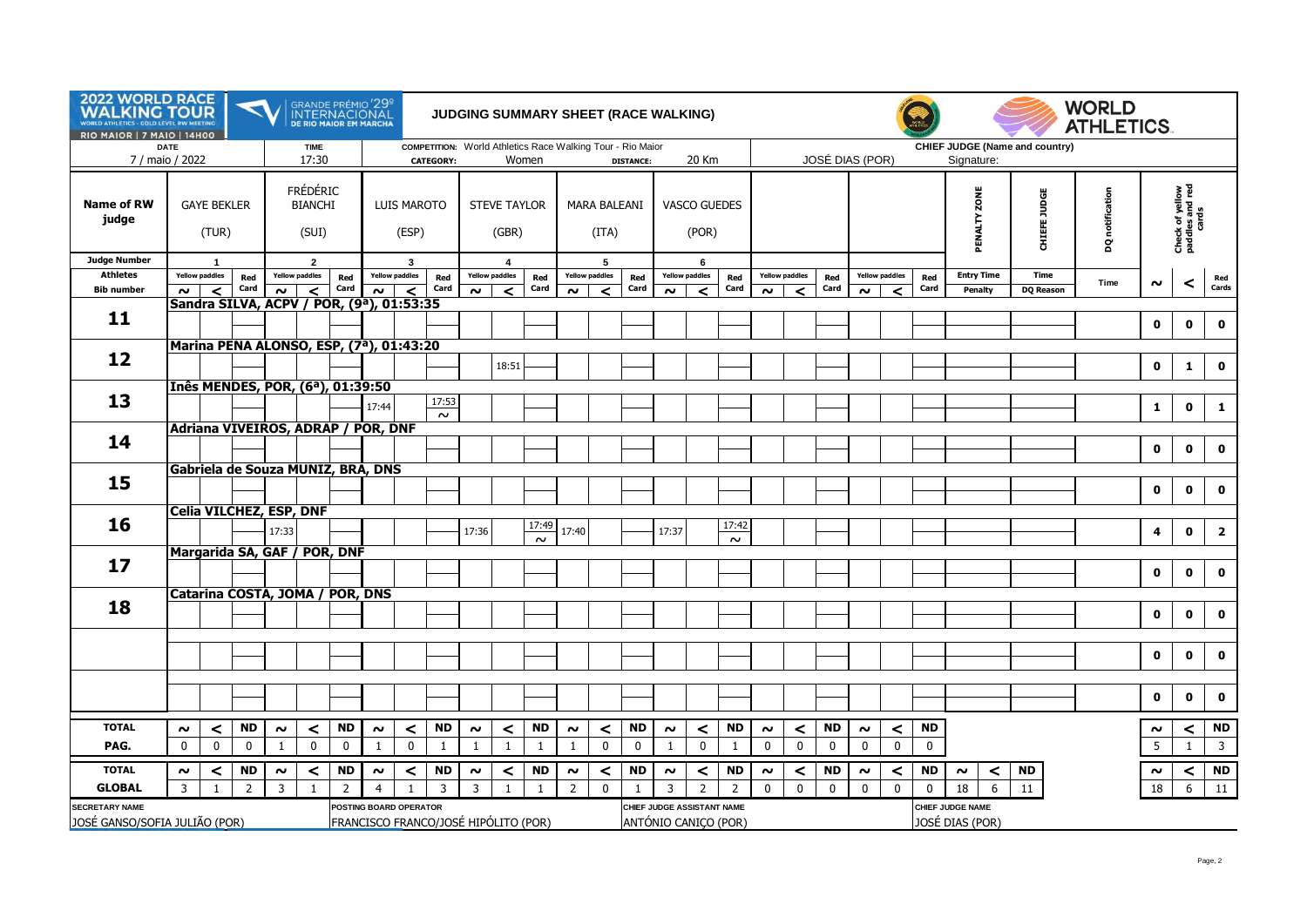**2022 WORLD RACE WALKING TOUR** — WORLD ATHLETICS GOLD LEVEL RW MEETING — RIO MAIOR | 7 MAIO | 14H00

GRANDE PRÉMIO '29º INTERNACIONAL DE RIO MAIOR EM MARCHA

# JUDGING SUMMARY SHEET (RACE WALKING)

WORLD ATHLETICS

| DATE | TIME | COMPETITION: | CATEGORY: | DISTANCE: | CHIEF JUDGE (Name and country) | Signature: |
|---|---|---|---|---|---|---|
| 7 / maio / 2022 | 17:30 | World Athletics Race Walking Tour - Rio Maior | Women | 20 Km | JOSÉ DIAS (POR) | |

| Name of RW judge | GAYE BEKLER (TUR) | | | FRÉDÉRIC BIANCHI (SUI) | | | LUIS MAROTO (ESP) | | | STEVE TAYLOR (GBR) | | | MARA BALEANI (ITA) | | | VASCO GUEDES (POR) | | | | | | | | | PENALTY ZONE | | CHIEFE JUDGE | DQ notification | Check of yellow paddles and red cards | | |
|---|---|---|---|---|---|---|---|---|---|---|---|---|---|---|---|---|---|---|---|---|---|---|---|---|---|---|---|---|---|---|---|
| Judge Number | 1 | | | 2 | | | 3 | | | 4 | | | 5 | | | 6 | | | | | | | | | | | | | | | |
| Athletes | Yellow paddles | | Red Card | Yellow paddles | | Red Card | Yellow paddles | | Red Card | Yellow paddles | | Red Card | Yellow paddles | | Red Card | Yellow paddles | | Red Card | Yellow paddles | | Red Card | Yellow paddles | | Red Card | Entry Time | | Time | Time | | | Red |
| Bib number | ~ | < | | ~ | < | | ~ | < | | ~ | < | | ~ | < | | ~ | < | | ~ | < | | ~ | < | | Penalty | | DQ Reason | | ~ | < | Cards |
| **11** | Sandra SILVA, ACPV / POR, (9ª), 01:53:35 | | | | | | | | | | | | | | | | | | | | | | | | | | | | **0** | **0** | **0** |
| **12** | Marina PENA ALONSO, ESP, (7ª), 01:43:20 | | | | | | | | | | 18:51 | | | | | | | | | | | | | | | | | | **0** | **1** | **0** |
| **13** | Inês MENDES, POR, (6ª), 01:39:50 | | | | | | 17:44 | | 17:53 ~ | | | | | | | | | | | | | | | | | | | | **1** | **0** | **1** |
| **14** | Adriana VIVEIROS, ADRAP / POR, DNF | | | | | | | | | | | | | | | | | | | | | | | | | | | | **0** | **0** | **0** |
| **15** | Gabriela de Souza MUNIZ, BRA, DNS | | | | | | | | | | | | | | | | | | | | | | | | | | | | **0** | **0** | **0** |
| **16** | Celia VILCHEZ, ESP, DNF | | | 17:33 | | | | | | 17:36 | | 17:49 ~ | 17:40 | | | 17:37 | | 17:42 ~ | | | | | | | | | | | **4** | **0** | **2** |
| **17** | Margarida SA, GAF / POR, DNF | | | | | | | | | | | | | | | | | | | | | | | | | | | | **0** | **0** | **0** |
| **18** | Catarina COSTA, JOMA / POR, DNS | | | | | | | | | | | | | | | | | | | | | | | | | | | | **0** | **0** | **0** |
| | | | | | | | | | | | | | | | | | | | | | | | | | | | | | **0** | **0** | **0** |
| | | | | | | | | | | | | | | | | | | | | | | | | | | | | | **0** | **0** | **0** |
| **TOTAL** | ~ | < | ND | ~ | < | ND | ~ | < | ND | ~ | < | ND | ~ | < | ND | ~ | < | ND | ~ | < | ND | ~ | < | ND | | | | | ~ | < | ND |
| **PAG.** | 0 | 0 | 0 | 1 | 0 | 0 | 1 | 0 | 1 | 1 | 1 | 1 | 1 | 0 | 0 | 1 | 0 | 1 | 0 | 0 | 0 | 0 | 0 | 0 | | | | | 5 | 1 | 3 |
| **TOTAL** | ~ | < | ND | ~ | < | ND | ~ | < | ND | ~ | < | ND | ~ | < | ND | ~ | < | ND | ~ | < | ND | ~ | < | ND | ~ | < | ND | | ~ | < | ND |
| **GLOBAL** | 3 | 1 | 2 | 3 | 1 | 2 | 4 | 1 | 3 | 3 | 1 | 1 | 2 | 0 | 1 | 3 | 2 | 2 | 0 | 0 | 0 | 0 | 0 | 0 | 18 | 6 | 11 | | 18 | 6 | 11 |

| SECRETARY NAME | POSTING BOARD OPERATOR | CHIEF JUDGE ASSISTANT NAME | CHIEF JUDGE NAME |
|---|---|---|---|
| JOSÉ GANSO/SOFIA JULIÃO (POR) | FRANCISCO FRANCO/JOSÉ HIPÓLITO (POR) | ANTÓNIO CANIÇO (POR) | JOSÉ DIAS (POR) |